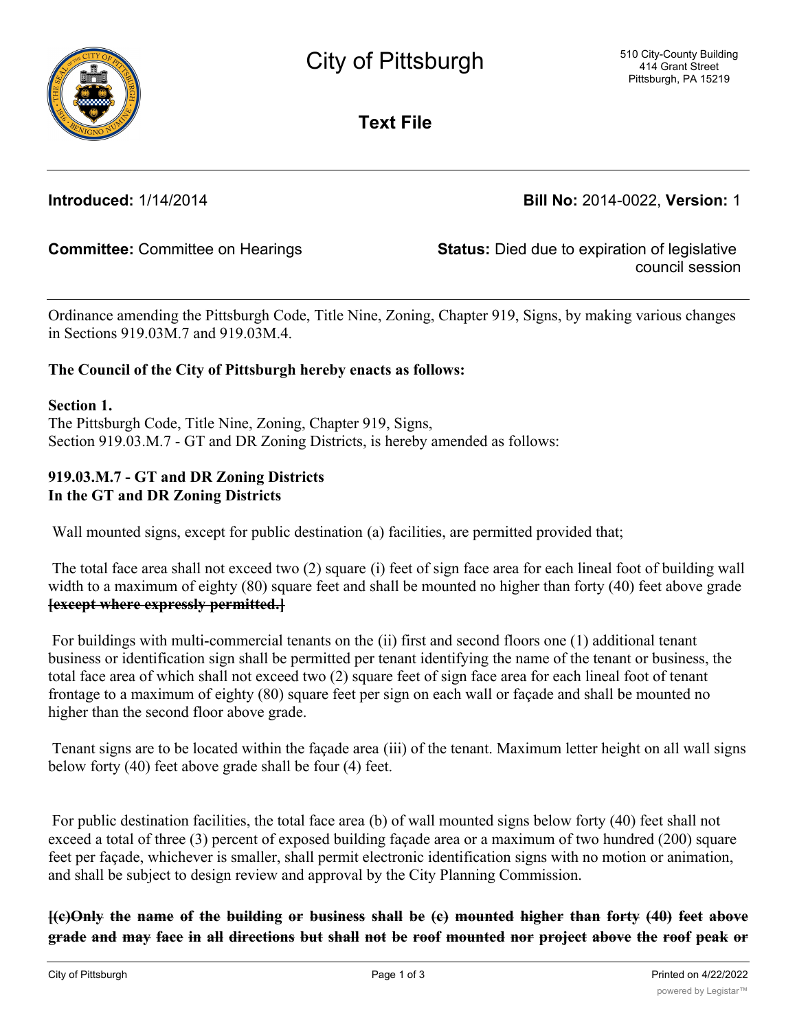# City of Pittsburgh

510 City-County Building
414 Grant Street
Pittsburgh, PA 15219

## Text File

**Introduced:** 1/14/2014 **Bill No:** 2014-0022, **Version:** 1

**Committee:** Committee on Hearings **Status:** Died due to expiration of legislative council session

Ordinance amending the Pittsburgh Code, Title Nine, Zoning, Chapter 919, Signs, by making various changes in Sections 919.03M.7 and 919.03M.4.

**The Council of the City of Pittsburgh hereby enacts as follows:**

**Section 1.**
The Pittsburgh Code, Title Nine, Zoning, Chapter 919, Signs,
Section 919.03.M.7 - GT and DR Zoning Districts, is hereby amended as follows:

**919.03.M.7 - GT and DR Zoning Districts**
**In the GT and DR Zoning Districts**

Wall mounted signs, except for public destination (a) facilities, are permitted provided that;

The total face area shall not exceed two (2) square (i) feet of sign face area for each lineal foot of building wall width to a maximum of eighty (80) square feet and shall be mounted no higher than forty (40) feet above grade ~~**[except where expressly permitted.]**~~

For buildings with multi-commercial tenants on the (ii) first and second floors one (1) additional tenant business or identification sign shall be permitted per tenant identifying the name of the tenant or business, the total face area of which shall not exceed two (2) square feet of sign face area for each lineal foot of tenant frontage to a maximum of eighty (80) square feet per sign on each wall or façade and shall be mounted no higher than the second floor above grade.

Tenant signs are to be located within the façade area (iii) of the tenant. Maximum letter height on all wall signs below forty (40) feet above grade shall be four (4) feet.

For public destination facilities, the total face area (b) of wall mounted signs below forty (40) feet shall not exceed a total of three (3) percent of exposed building façade area or a maximum of two hundred (200) square feet per façade, whichever is smaller, shall permit electronic identification signs with no motion or animation, and shall be subject to design review and approval by the City Planning Commission.

~~**[(c)Only the name of the building or business shall be (c) mounted higher than forty (40) feet above grade and may face in all directions but shall not be roof mounted nor project above the roof peak or**~~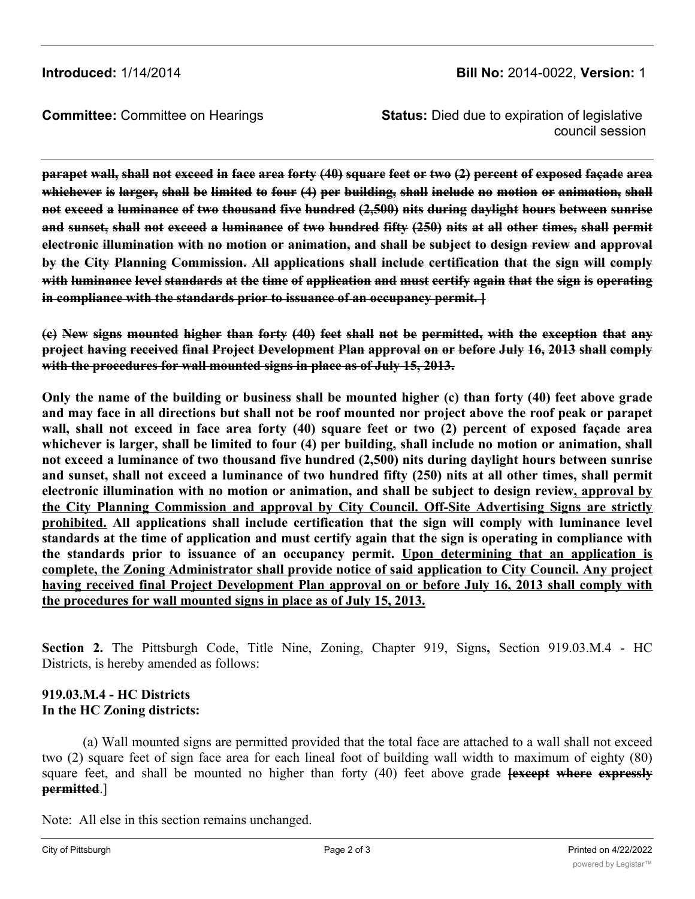**Introduced:** 1/14/2014 **Bill No:** 2014-0022, **Version:** 1

**Committee:** Committee on Hearings **Status:** Died due to expiration of legislative council session

**~~parapet wall, shall not exceed in face area forty (40) square feet or two (2) percent of exposed façade area whichever is larger, shall be limited to four (4) per building, shall include no motion or animation, shall not exceed a luminance of two thousand five hundred (2,500) nits during daylight hours between sunrise and sunset, shall not exceed a luminance of two hundred fifty (250) nits at all other times, shall permit electronic illumination with no motion or animation, and shall be subject to design review and approval by the City Planning Commission. All applications shall include certification that the sign will comply with luminance level standards at the time of application and must certify again that the sign is operating in compliance with the standards prior to issuance of an occupancy permit. ]~~**

**~~(c) New signs mounted higher than forty (40) feet shall not be permitted, with the exception that any project having received final Project Development Plan approval on or before July 16, 2013 shall comply with the procedures for wall mounted signs in place as of July 15, 2013.~~**

**Only the name of the building or business shall be mounted higher (c) than forty (40) feet above grade and may face in all directions but shall not be roof mounted nor project above the roof peak or parapet wall, shall not exceed in face area forty (40) square feet or two (2) percent of exposed façade area whichever is larger, shall be limited to four (4) per building, shall include no motion or animation, shall not exceed a luminance of two thousand five hundred (2,500) nits during daylight hours between sunrise and sunset, shall not exceed a luminance of two hundred fifty (250) nits at all other times, shall permit electronic illumination with no motion or animation, and shall be subject to design review<u>, approval by the City Planning Commission and approval by City Council. Off-Site Advertising Signs are strictly prohibited.</u> All applications shall include certification that the sign will comply with luminance level standards at the time of application and must certify again that the sign is operating in compliance with the standards prior to issuance of an occupancy permit. <u>Upon determining that an application is complete, the Zoning Administrator shall provide notice of said application to City Council. Any project having received final Project Development Plan approval on or before July 16, 2013 shall comply with the procedures for wall mounted signs in place as of July 15, 2013.</u>**

**Section 2.** The Pittsburgh Code, Title Nine, Zoning, Chapter 919, Signs**,** Section 919.03.M.4 - HC Districts, is hereby amended as follows:

**919.03.M.4 - HC Districts**
**In the HC Zoning districts:**

(a) Wall mounted signs are permitted provided that the total face are attached to a wall shall not exceed two (2) square feet of sign face area for each lineal foot of building wall width to maximum of eighty (80) square feet, and shall be mounted no higher than forty (40) feet above grade **[~~except where expressly permitted~~**.]

Note: All else in this section remains unchanged.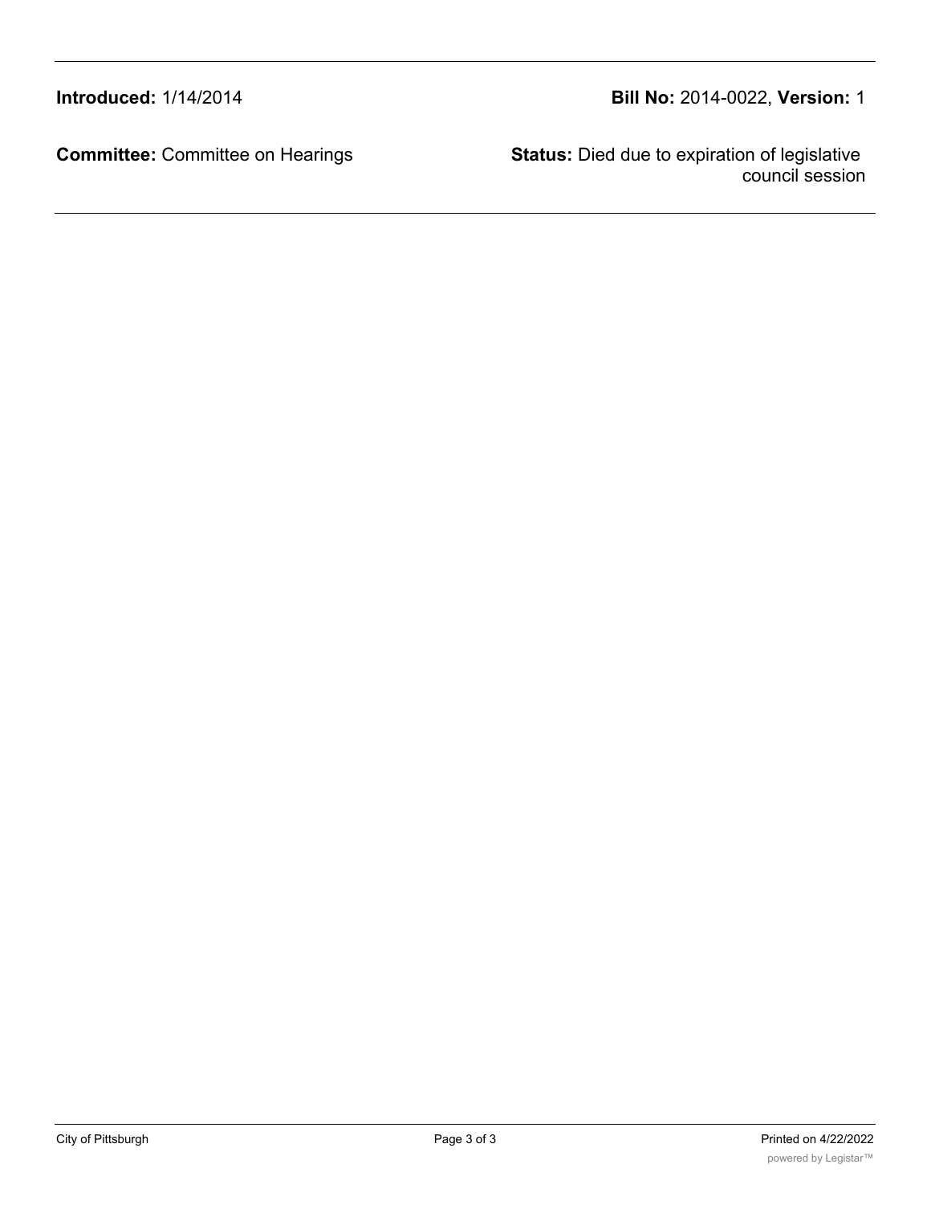**Introduced:** 1/14/2014

**Bill No:** 2014-0022, **Version:** 1

**Committee:** Committee on Hearings

**Status:** Died due to expiration of legislative council session